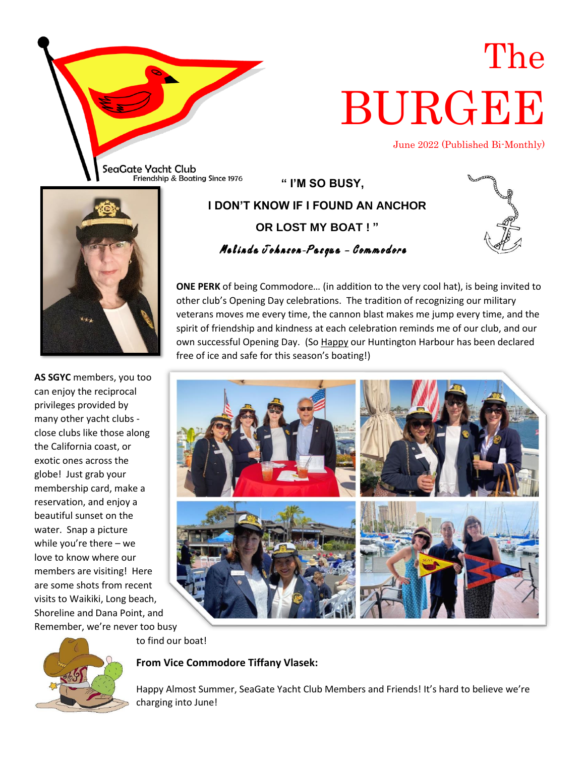SeaGate Yacht Club
Friendship & Boating Since 1976

# The BURGEE

June 2022 (Published Bi-Monthly)

## " I'M SO BUSY, I DON'T KNOW IF I FOUND AN ANCHOR OR LOST MY BOAT ! "

*Melinda Johnson-Pasqua – Commodore*

**ONE PERK** of being Commodore… (in addition to the very cool hat), is being invited to other club's Opening Day celebrations. The tradition of recognizing our military veterans moves me every time, the cannon blast makes me jump every time, and the spirit of friendship and kindness at each celebration reminds me of our club, and our own successful Opening Day. (So Happy our Huntington Harbour has been declared free of ice and safe for this season's boating!)

**AS SGYC** members, you too can enjoy the reciprocal privileges provided by many other yacht clubs - close clubs like those along the California coast, or exotic ones across the globe! Just grab your membership card, make a reservation, and enjoy a beautiful sunset on the water. Snap a picture while you're there – we love to know where our members are visiting! Here are some shots from recent visits to Waikiki, Long beach, Shoreline and Dana Point, and Remember, we're never too busy to find our boat!

**From Vice Commodore Tiffany Vlasek:**

Happy Almost Summer, SeaGate Yacht Club Members and Friends! It's hard to believe we're charging into June!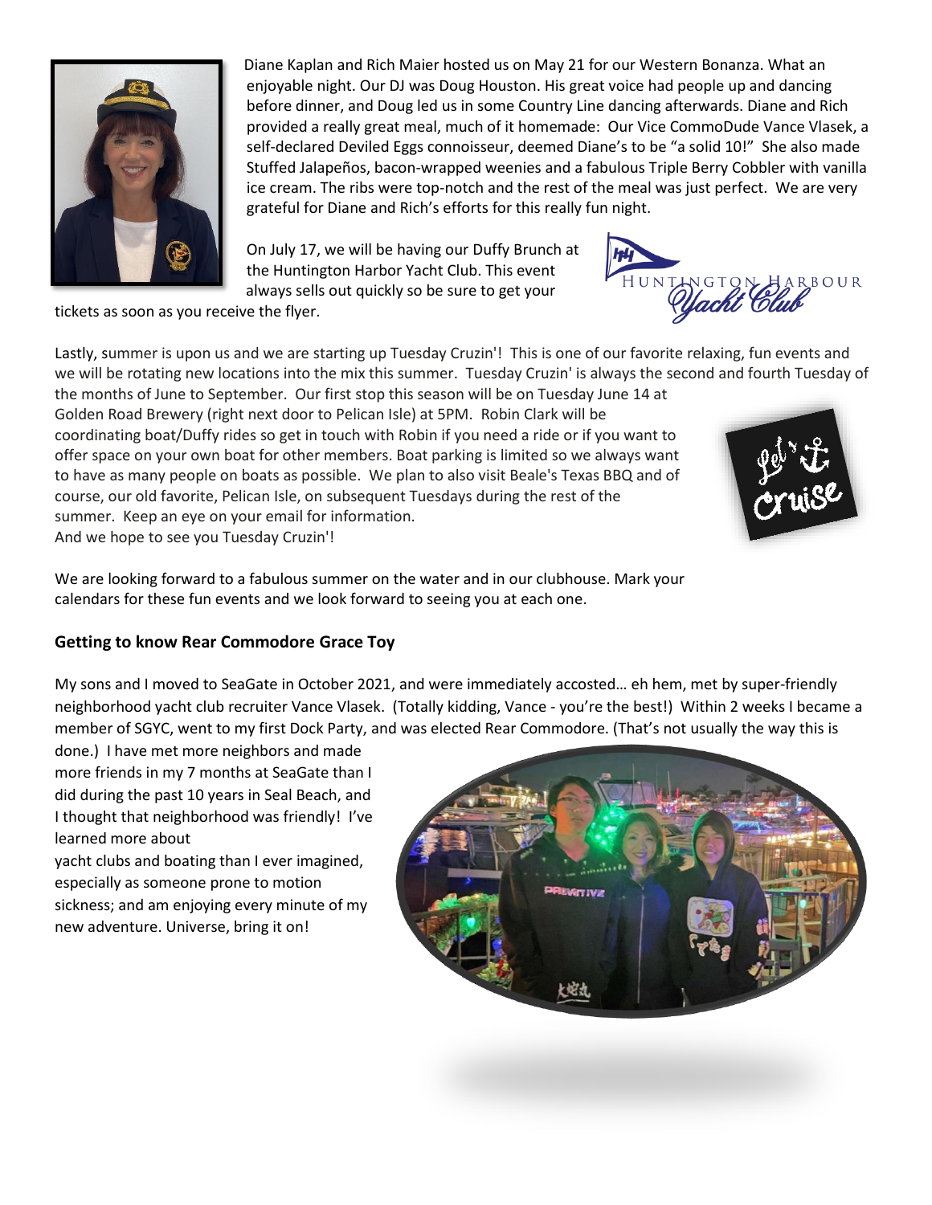Diane Kaplan and Rich Maier hosted us on May 21 for our Western Bonanza. What an enjoyable night. Our DJ was Doug Houston. His great voice had people up and dancing before dinner, and Doug led us in some Country Line dancing afterwards. Diane and Rich provided a really great meal, much of it homemade: Our Vice CommoDude Vance Vlasek, a self-declared Deviled Eggs connoisseur, deemed Diane's to be "a solid 10!" She also made Stuffed Jalapeños, bacon-wrapped weenies and a fabulous Triple Berry Cobbler with vanilla ice cream. The ribs were top-notch and the rest of the meal was just perfect. We are very grateful for Diane and Rich's efforts for this really fun night.

On July 17, we will be having our Duffy Brunch at the Huntington Harbor Yacht Club. This event always sells out quickly so be sure to get your tickets as soon as you receive the flyer.

Lastly, summer is upon us and we are starting up Tuesday Cruzin'! This is one of our favorite relaxing, fun events and we will be rotating new locations into the mix this summer. Tuesday Cruzin' is always the second and fourth Tuesday of the months of June to September. Our first stop this season will be on Tuesday June 14 at Golden Road Brewery (right next door to Pelican Isle) at 5PM. Robin Clark will be coordinating boat/Duffy rides so get in touch with Robin if you need a ride or if you want to offer space on your own boat for other members. Boat parking is limited so we always want to have as many people on boats as possible. We plan to also visit Beale's Texas BBQ and of course, our old favorite, Pelican Isle, on subsequent Tuesdays during the rest of the summer. Keep an eye on your email for information.
And we hope to see you Tuesday Cruzin'!

We are looking forward to a fabulous summer on the water and in our clubhouse. Mark your calendars for these fun events and we look forward to seeing you at each one.

### Getting to know Rear Commodore Grace Toy

My sons and I moved to SeaGate in October 2021, and were immediately accosted… eh hem, met by super-friendly neighborhood yacht club recruiter Vance Vlasek. (Totally kidding, Vance - you're the best!) Within 2 weeks I became a member of SGYC, went to my first Dock Party, and was elected Rear Commodore. (That's not usually the way this is done.) I have met more neighbors and made more friends in my 7 months at SeaGate than I did during the past 10 years in Seal Beach, and I thought that neighborhood was friendly! I've learned more about yacht clubs and boating than I ever imagined, especially as someone prone to motion sickness; and am enjoying every minute of my new adventure. Universe, bring it on!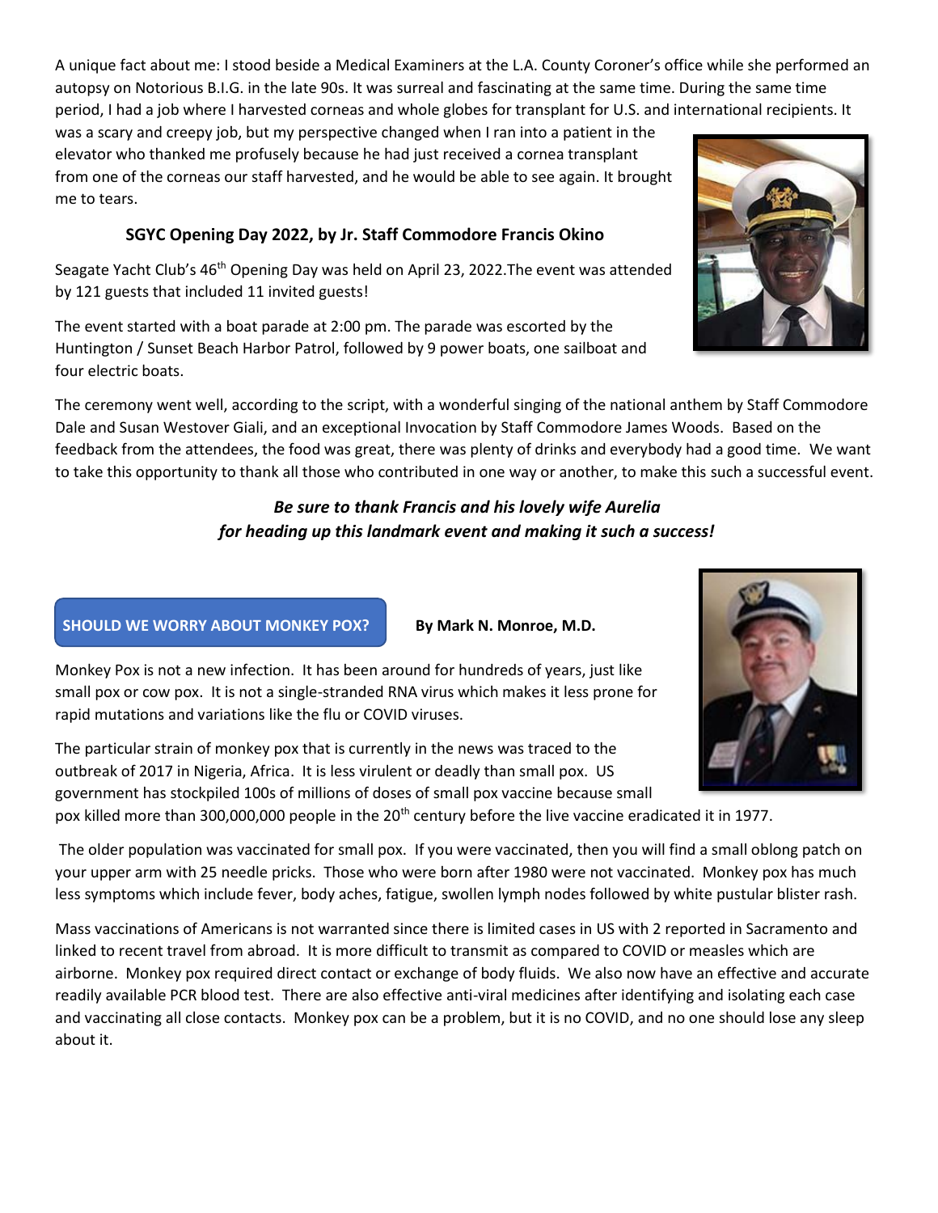A unique fact about me: I stood beside a Medical Examiners at the L.A. County Coroner's office while she performed an autopsy on Notorious B.I.G. in the late 90s. It was surreal and fascinating at the same time. During the same time period, I had a job where I harvested corneas and whole globes for transplant for U.S. and international recipients. It was a scary and creepy job, but my perspective changed when I ran into a patient in the elevator who thanked me profusely because he had just received a cornea transplant from one of the corneas our staff harvested, and he would be able to see again. It brought me to tears.

### SGYC Opening Day 2022, by Jr. Staff Commodore Francis Okino

Seagate Yacht Club's 46th Opening Day was held on April 23, 2022.The event was attended by 121 guests that included 11 invited guests!

The event started with a boat parade at 2:00 pm. The parade was escorted by the Huntington / Sunset Beach Harbor Patrol, followed by 9 power boats, one sailboat and four electric boats.

The ceremony went well, according to the script, with a wonderful singing of the national anthem by Staff Commodore Dale and Susan Westover Giali, and an exceptional Invocation by Staff Commodore James Woods. Based on the feedback from the attendees, the food was great, there was plenty of drinks and everybody had a good time. We want to take this opportunity to thank all those who contributed in one way or another, to make this such a successful event.

***Be sure to thank Francis and his lovely wife Aurelia for heading up this landmark event and making it such a success!***

### SHOULD WE WORRY ABOUT MONKEY POX?

**By Mark N. Monroe, M.D.**

Monkey Pox is not a new infection. It has been around for hundreds of years, just like small pox or cow pox. It is not a single-stranded RNA virus which makes it less prone for rapid mutations and variations like the flu or COVID viruses.

The particular strain of monkey pox that is currently in the news was traced to the outbreak of 2017 in Nigeria, Africa. It is less virulent or deadly than small pox. US government has stockpiled 100s of millions of doses of small pox vaccine because small pox killed more than 300,000,000 people in the 20th century before the live vaccine eradicated it in 1977.

The older population was vaccinated for small pox. If you were vaccinated, then you will find a small oblong patch on your upper arm with 25 needle pricks. Those who were born after 1980 were not vaccinated. Monkey pox has much less symptoms which include fever, body aches, fatigue, swollen lymph nodes followed by white pustular blister rash.

Mass vaccinations of Americans is not warranted since there is limited cases in US with 2 reported in Sacramento and linked to recent travel from abroad. It is more difficult to transmit as compared to COVID or measles which are airborne. Monkey pox required direct contact or exchange of body fluids. We also now have an effective and accurate readily available PCR blood test. There are also effective anti-viral medicines after identifying and isolating each case and vaccinating all close contacts. Monkey pox can be a problem, but it is no COVID, and no one should lose any sleep about it.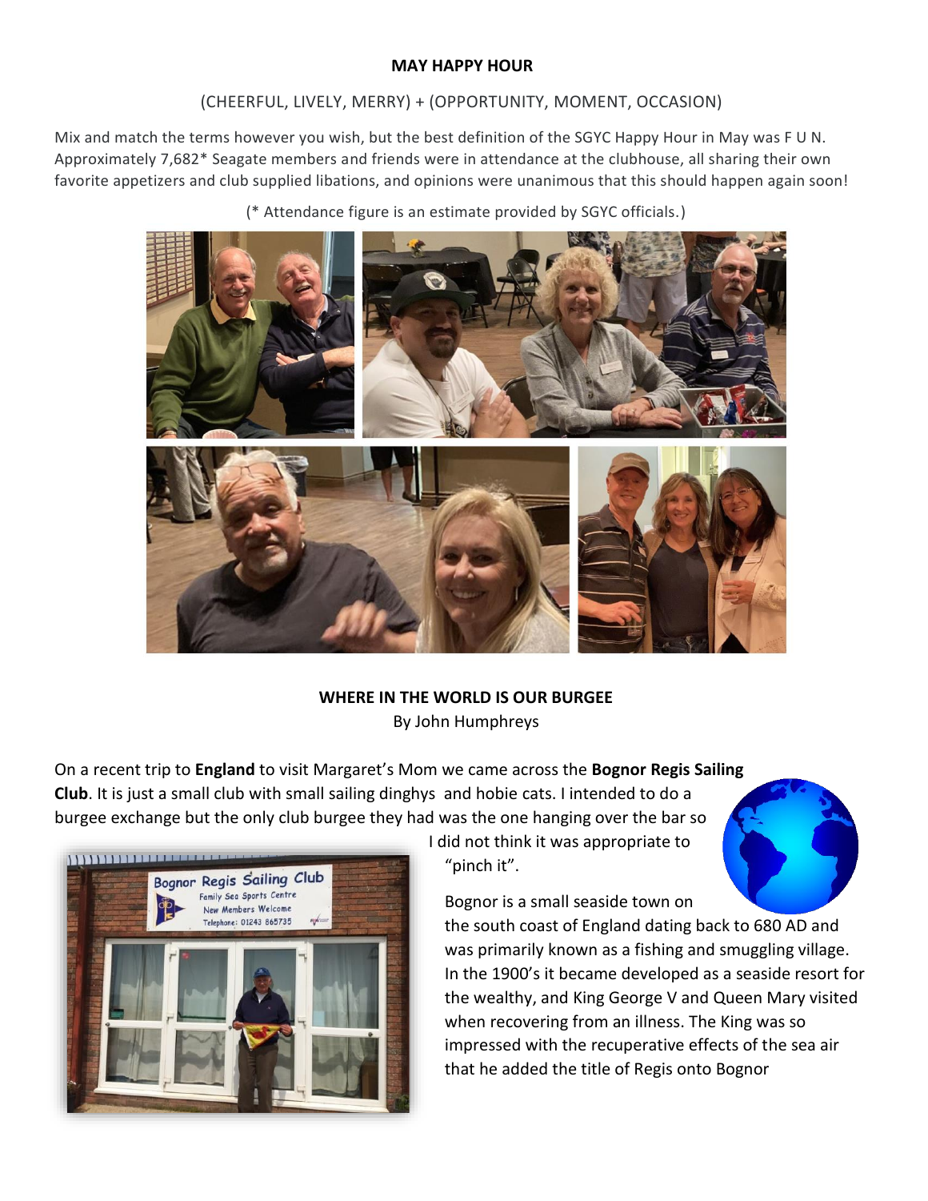**MAY HAPPY HOUR**

(CHEERFUL, LIVELY, MERRY) + (OPPORTUNITY, MOMENT, OCCASION)

Mix and match the terms however you wish, but the best definition of the SGYC Happy Hour in May was F U N. Approximately 7,682* Seagate members and friends were in attendance at the clubhouse, all sharing their own favorite appetizers and club supplied libations, and opinions were unanimous that this should happen again soon!

(* Attendance figure is an estimate provided by SGYC officials.)

**WHERE IN THE WORLD IS OUR BURGEE**

By John Humphreys

On a recent trip to **England** to visit Margaret's Mom we came across the **Bognor Regis Sailing Club**. It is just a small club with small sailing dinghys and hobie cats. I intended to do a burgee exchange but the only club burgee they had was the one hanging over the bar so I did not think it was appropriate to "pinch it".

Bognor is a small seaside town on the south coast of England dating back to 680 AD and was primarily known as a fishing and smuggling village. In the 1900's it became developed as a seaside resort for the wealthy, and King George V and Queen Mary visited when recovering from an illness. The King was so impressed with the recuperative effects of the sea air that he added the title of Regis onto Bognor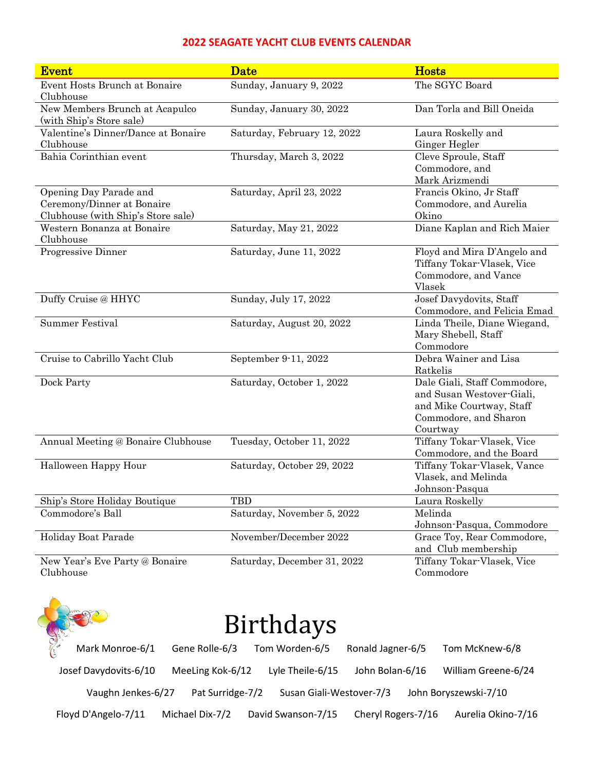# 2022 SEAGATE YACHT CLUB EVENTS CALENDAR

| Event | Date | Hosts |
|---|---|---|
| Event Hosts Brunch at Bonaire Clubhouse | Sunday, January 9, 2022 | The SGYC Board |
| New Members Brunch at Acapulco (with Ship's Store sale) | Sunday, January 30, 2022 | Dan Torla and Bill Oneida |
| Valentine's Dinner/Dance at Bonaire Clubhouse | Saturday, February 12, 2022 | Laura Roskelly and Ginger Hegler |
| Bahia Corinthian event | Thursday, March 3, 2022 | Cleve Sproule, Staff Commodore, and Mark Arizmendi |
| Opening Day Parade and Ceremony/Dinner at Bonaire Clubhouse (with Ship's Store sale) | Saturday, April 23, 2022 | Francis Okino, Jr Staff Commodore, and Aurelia Okino |
| Western Bonanza at Bonaire Clubhouse | Saturday, May 21, 2022 | Diane Kaplan and Rich Maier |
| Progressive Dinner | Saturday, June 11, 2022 | Floyd and Mira D'Angelo and Tiffany Tokar-Vlasek, Vice Commodore, and Vance Vlasek |
| Duffy Cruise @ HHYC | Sunday, July 17, 2022 | Josef Davydovits, Staff Commodore, and Felicia Emad |
| Summer Festival | Saturday, August 20, 2022 | Linda Theile, Diane Wiegand, Mary Shebell, Staff Commodore |
| Cruise to Cabrillo Yacht Club | September 9-11, 2022 | Debra Wainer and Lisa Ratkelis |
| Dock Party | Saturday, October 1, 2022 | Dale Giali, Staff Commodore, and Susan Westover-Giali, and Mike Courtway, Staff Commodore, and Sharon Courtway |
| Annual Meeting @ Bonaire Clubhouse | Tuesday, October 11, 2022 | Tiffany Tokar-Vlasek, Vice Commodore, and the Board |
| Halloween Happy Hour | Saturday, October 29, 2022 | Tiffany Tokar-Vlasek, Vance Vlasek, and Melinda Johnson-Pasqua |
| Ship's Store Holiday Boutique | TBD | Laura Roskelly |
| Commodore's Ball | Saturday, November 5, 2022 | Melinda Johnson-Pasqua, Commodore |
| Holiday Boat Parade | November/December 2022 | Grace Toy, Rear Commodore, and Club membership |
| New Year's Eve Party @ Bonaire Clubhouse | Saturday, December 31, 2022 | Tiffany Tokar-Vlasek, Vice Commodore |

# Birthdays

Mark Monroe-6/1 Gene Rolle-6/3 Tom Worden-6/5 Ronald Jagner-6/5 Tom McKnew-6/8

Josef Davydovits-6/10 MeeLing Kok-6/12 Lyle Theile-6/15 John Bolan-6/16 William Greene-6/24

Vaughn Jenkes-6/27 Pat Surridge-7/2 Susan Giali-Westover-7/3 John Boryszewski-7/10

Floyd D'Angelo-7/11 Michael Dix-7/2 David Swanson-7/15 Cheryl Rogers-7/16 Aurelia Okino-7/16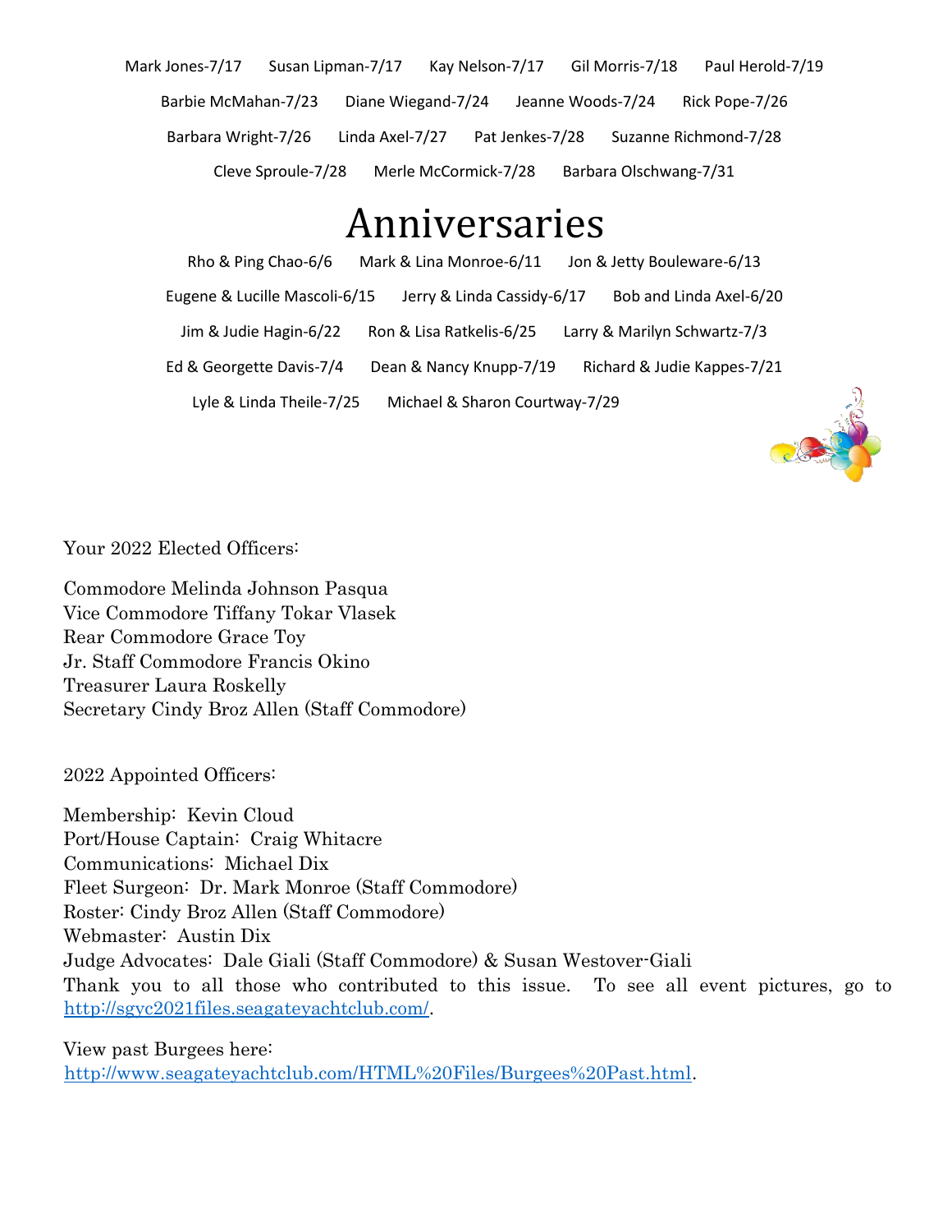Mark Jones-7/17 Susan Lipman-7/17 Kay Nelson-7/17 Gil Morris-7/18 Paul Herold-7/19

Barbie McMahan-7/23 Diane Wiegand-7/24 Jeanne Woods-7/24 Rick Pope-7/26

Barbara Wright-7/26 Linda Axel-7/27 Pat Jenkes-7/28 Suzanne Richmond-7/28

Cleve Sproule-7/28 Merle McCormick-7/28 Barbara Olschwang-7/31

# Anniversaries

Rho & Ping Chao-6/6 Mark & Lina Monroe-6/11 Jon & Jetty Bouleware-6/13

Eugene & Lucille Mascoli-6/15 Jerry & Linda Cassidy-6/17 Bob and Linda Axel-6/20

Jim & Judie Hagin-6/22 Ron & Lisa Ratkelis-6/25 Larry & Marilyn Schwartz-7/3

Ed & Georgette Davis-7/4 Dean & Nancy Knupp-7/19 Richard & Judie Kappes-7/21

Lyle & Linda Theile-7/25 Michael & Sharon Courtway-7/29

Your 2022 Elected Officers:

Commodore Melinda Johnson Pasqua
Vice Commodore Tiffany Tokar Vlasek
Rear Commodore Grace Toy
Jr. Staff Commodore Francis Okino
Treasurer Laura Roskelly
Secretary Cindy Broz Allen (Staff Commodore)

2022 Appointed Officers:

Membership: Kevin Cloud
Port/House Captain: Craig Whitacre
Communications: Michael Dix
Fleet Surgeon: Dr. Mark Monroe (Staff Commodore)
Roster: Cindy Broz Allen (Staff Commodore)
Webmaster: Austin Dix
Judge Advocates: Dale Giali (Staff Commodore) & Susan Westover-Giali
Thank you to all those who contributed to this issue. To see all event pictures, go to http://sgyc2021files.seagateyachtclub.com/.

View past Burgees here:
http://www.seagateyachtclub.com/HTML%20Files/Burgees%20Past.html.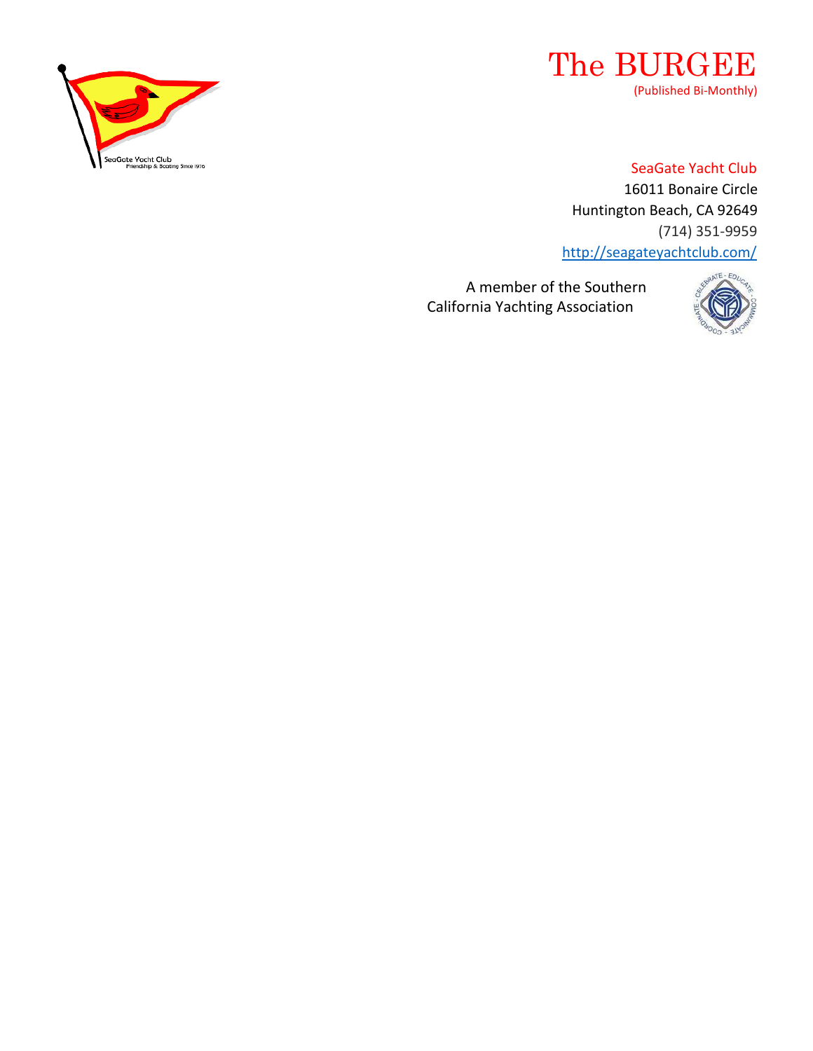# The BURGEE

(Published Bi-Monthly)

SeaGate Yacht Club

16011 Bonaire Circle

Huntington Beach, CA 92649

(714) 351-9959

http://seagateyachtclub.com/

A member of the Southern California Yachting Association